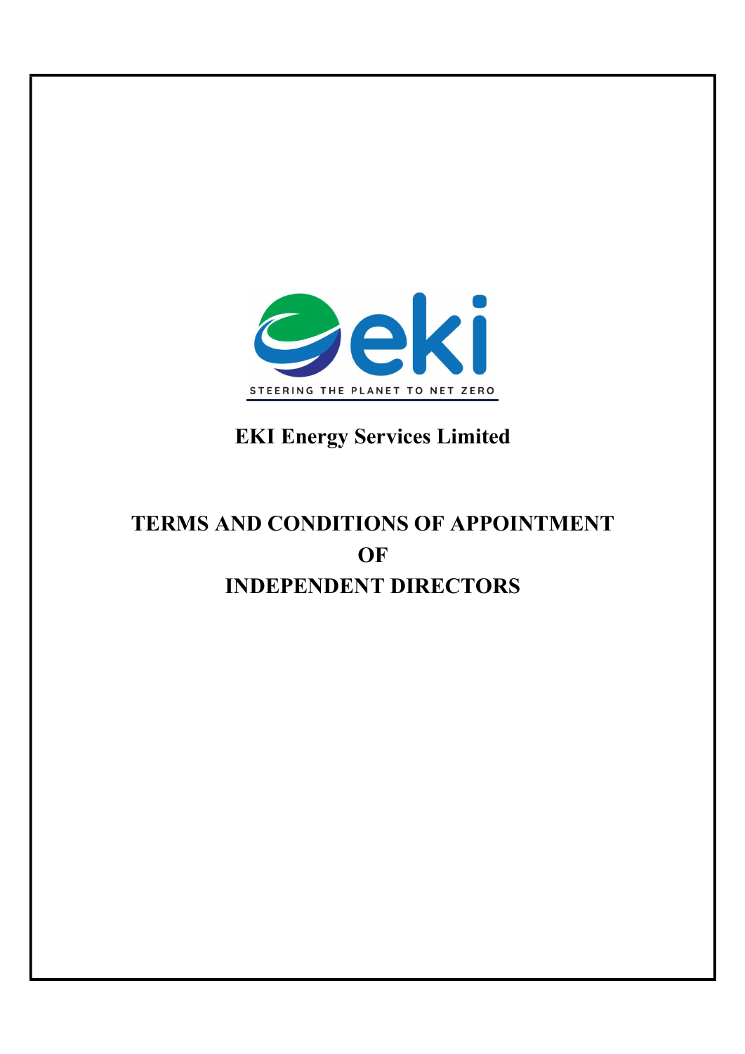STEERING THE PLANET TO NET ZERO

**EKI Energy Services Limited**

# TERMS AND CONDITIONS OF APPOINTMENT OF INDEPENDENT DIRECTORS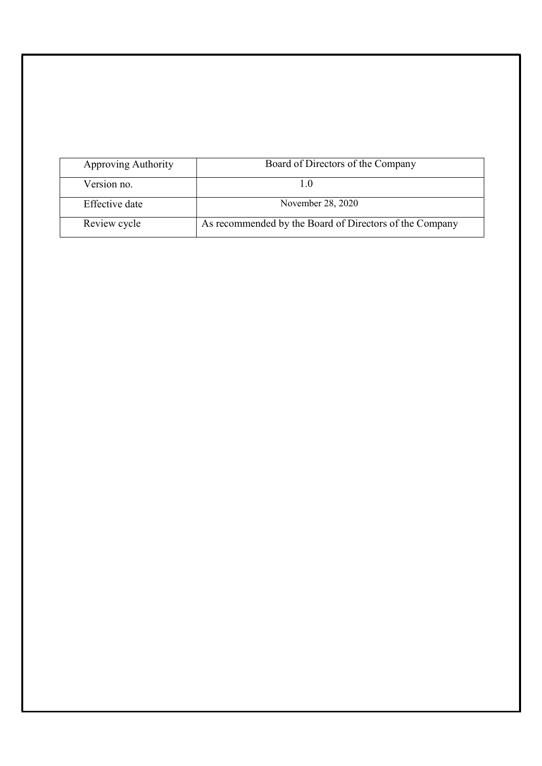| Approving Authority | Board of Directors of the Company |
|---|---|
| Version no. | 1.0 |
| Effective date | November 28, 2020 |
| Review cycle | As recommended by the Board of Directors of the Company |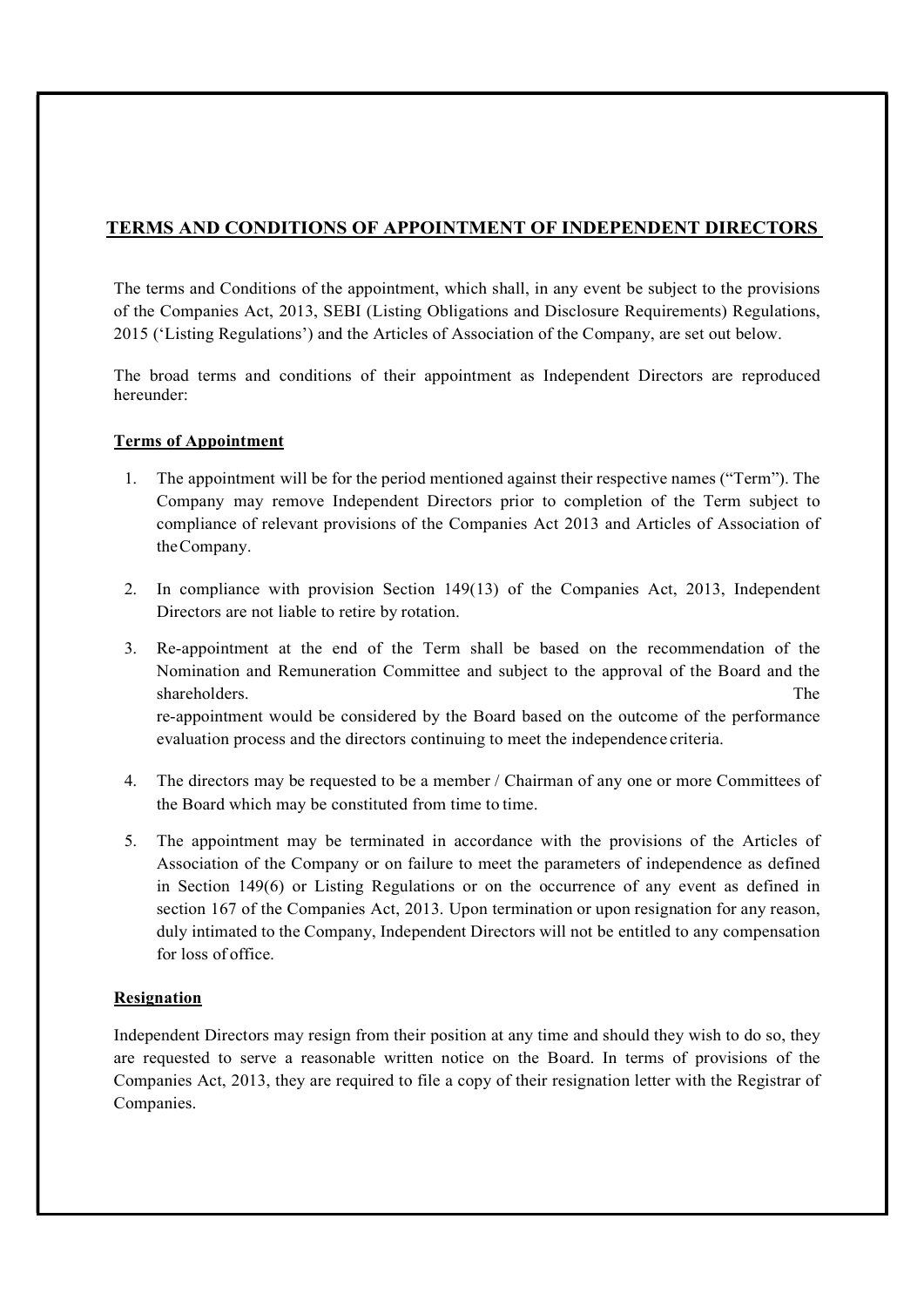## TERMS AND CONDITIONS OF APPOINTMENT OF INDEPENDENT DIRECTORS

The terms and Conditions of the appointment, which shall, in any event be subject to the provisions of the Companies Act, 2013, SEBI (Listing Obligations and Disclosure Requirements) Regulations, 2015 ('Listing Regulations') and the Articles of Association of the Company, are set out below.

The broad terms and conditions of their appointment as Independent Directors are reproduced hereunder:

**Terms of Appointment**

1. The appointment will be for the period mentioned against their respective names ("Term"). The Company may remove Independent Directors prior to completion of the Term subject to compliance of relevant provisions of the Companies Act 2013 and Articles of Association of the Company.

2. In compliance with provision Section 149(13) of the Companies Act, 2013, Independent Directors are not liable to retire by rotation.

3. Re-appointment at the end of the Term shall be based on the recommendation of the Nomination and Remuneration Committee and subject to the approval of the Board and the shareholders. The re-appointment would be considered by the Board based on the outcome of the performance evaluation process and the directors continuing to meet the independence criteria.

4. The directors may be requested to be a member / Chairman of any one or more Committees of the Board which may be constituted from time to time.

5. The appointment may be terminated in accordance with the provisions of the Articles of Association of the Company or on failure to meet the parameters of independence as defined in Section 149(6) or Listing Regulations or on the occurrence of any event as defined in section 167 of the Companies Act, 2013. Upon termination or upon resignation for any reason, duly intimated to the Company, Independent Directors will not be entitled to any compensation for loss of office.

**Resignation**

Independent Directors may resign from their position at any time and should they wish to do so, they are requested to serve a reasonable written notice on the Board. In terms of provisions of the Companies Act, 2013, they are required to file a copy of their resignation letter with the Registrar of Companies.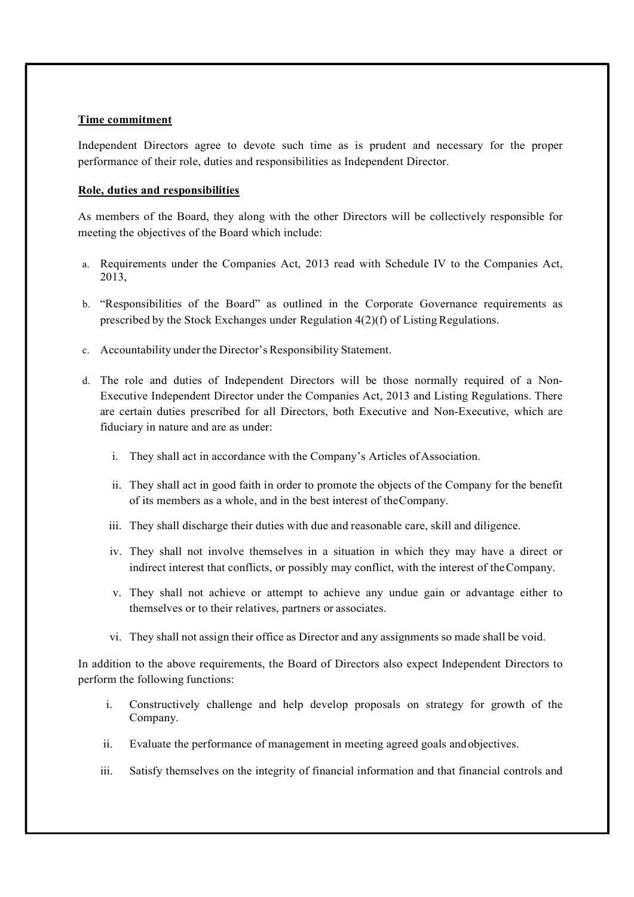**Time commitment**

Independent Directors agree to devote such time as is prudent and necessary for the proper performance of their role, duties and responsibilities as Independent Director.

**Role, duties and responsibilities**

As members of the Board, they along with the other Directors will be collectively responsible for meeting the objectives of the Board which include:

a. Requirements under the Companies Act, 2013 read with Schedule IV to the Companies Act, 2013,

b. "Responsibilities of the Board" as outlined in the Corporate Governance requirements as prescribed by the Stock Exchanges under Regulation 4(2)(f) of Listing Regulations.

c. Accountability under the Director's Responsibility Statement.

d. The role and duties of Independent Directors will be those normally required of a Non-Executive Independent Director under the Companies Act, 2013 and Listing Regulations. There are certain duties prescribed for all Directors, both Executive and Non-Executive, which are fiduciary in nature and are as under:

    i. They shall act in accordance with the Company's Articles of Association.

    ii. They shall act in good faith in order to promote the objects of the Company for the benefit of its members as a whole, and in the best interest of the Company.

    iii. They shall discharge their duties with due and reasonable care, skill and diligence.

    iv. They shall not involve themselves in a situation in which they may have a direct or indirect interest that conflicts, or possibly may conflict, with the interest of the Company.

    v. They shall not achieve or attempt to achieve any undue gain or advantage either to themselves or to their relatives, partners or associates.

    vi. They shall not assign their office as Director and any assignments so made shall be void.

In addition to the above requirements, the Board of Directors also expect Independent Directors to perform the following functions:

i. Constructively challenge and help develop proposals on strategy for growth of the Company.

ii. Evaluate the performance of management in meeting agreed goals and objectives.

iii. Satisfy themselves on the integrity of financial information and that financial controls and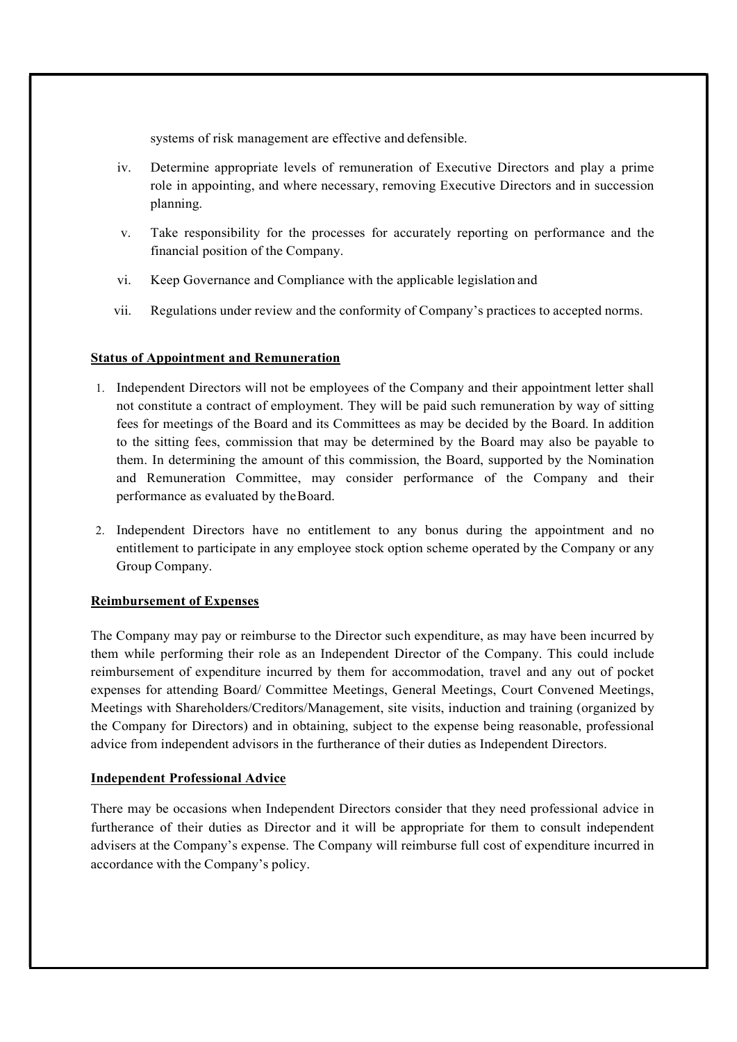systems of risk management are effective and defensible.

iv. Determine appropriate levels of remuneration of Executive Directors and play a prime role in appointing, and where necessary, removing Executive Directors and in succession planning.

v. Take responsibility for the processes for accurately reporting on performance and the financial position of the Company.

vi. Keep Governance and Compliance with the applicable legislation and

vii. Regulations under review and the conformity of Company's practices to accepted norms.

**Status of Appointment and Remuneration**

1. Independent Directors will not be employees of the Company and their appointment letter shall not constitute a contract of employment. They will be paid such remuneration by way of sitting fees for meetings of the Board and its Committees as may be decided by the Board. In addition to the sitting fees, commission that may be determined by the Board may also be payable to them. In determining the amount of this commission, the Board, supported by the Nomination and Remuneration Committee, may consider performance of the Company and their performance as evaluated by the Board.

2. Independent Directors have no entitlement to any bonus during the appointment and no entitlement to participate in any employee stock option scheme operated by the Company or any Group Company.

**Reimbursement of Expenses**

The Company may pay or reimburse to the Director such expenditure, as may have been incurred by them while performing their role as an Independent Director of the Company. This could include reimbursement of expenditure incurred by them for accommodation, travel and any out of pocket expenses for attending Board/ Committee Meetings, General Meetings, Court Convened Meetings, Meetings with Shareholders/Creditors/Management, site visits, induction and training (organized by the Company for Directors) and in obtaining, subject to the expense being reasonable, professional advice from independent advisors in the furtherance of their duties as Independent Directors.

**Independent Professional Advice**

There may be occasions when Independent Directors consider that they need professional advice in furtherance of their duties as Director and it will be appropriate for them to consult independent advisers at the Company's expense. The Company will reimburse full cost of expenditure incurred in accordance with the Company's policy.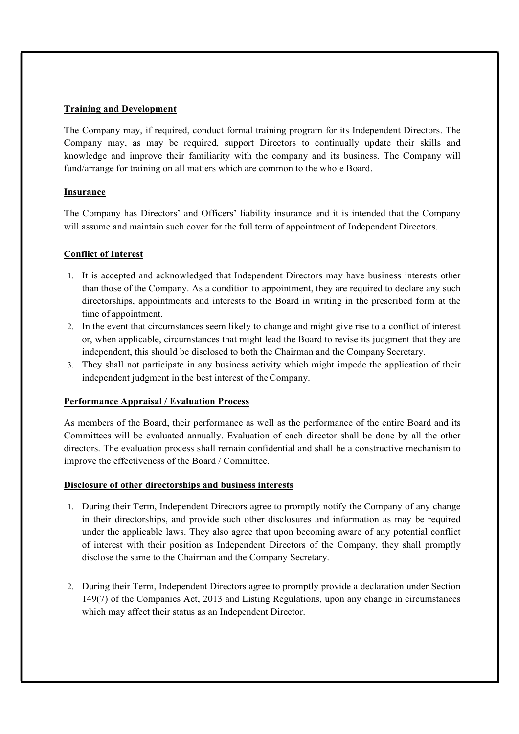**Training and Development**

The Company may, if required, conduct formal training program for its Independent Directors. The Company may, as may be required, support Directors to continually update their skills and knowledge and improve their familiarity with the company and its business. The Company will fund/arrange for training on all matters which are common to the whole Board.

**Insurance**

The Company has Directors' and Officers' liability insurance and it is intended that the Company will assume and maintain such cover for the full term of appointment of Independent Directors.

**Conflict of Interest**

1. It is accepted and acknowledged that Independent Directors may have business interests other than those of the Company. As a condition to appointment, they are required to declare any such directorships, appointments and interests to the Board in writing in the prescribed form at the time of appointment.
2. In the event that circumstances seem likely to change and might give rise to a conflict of interest or, when applicable, circumstances that might lead the Board to revise its judgment that they are independent, this should be disclosed to both the Chairman and the Company Secretary.
3. They shall not participate in any business activity which might impede the application of their independent judgment in the best interest of the Company.

**Performance Appraisal / Evaluation Process**

As members of the Board, their performance as well as the performance of the entire Board and its Committees will be evaluated annually. Evaluation of each director shall be done by all the other directors. The evaluation process shall remain confidential and shall be a constructive mechanism to improve the effectiveness of the Board / Committee.

**Disclosure of other directorships and business interests**

1. During their Term, Independent Directors agree to promptly notify the Company of any change in their directorships, and provide such other disclosures and information as may be required under the applicable laws. They also agree that upon becoming aware of any potential conflict of interest with their position as Independent Directors of the Company, they shall promptly disclose the same to the Chairman and the Company Secretary.

2. During their Term, Independent Directors agree to promptly provide a declaration under Section 149(7) of the Companies Act, 2013 and Listing Regulations, upon any change in circumstances which may affect their status as an Independent Director.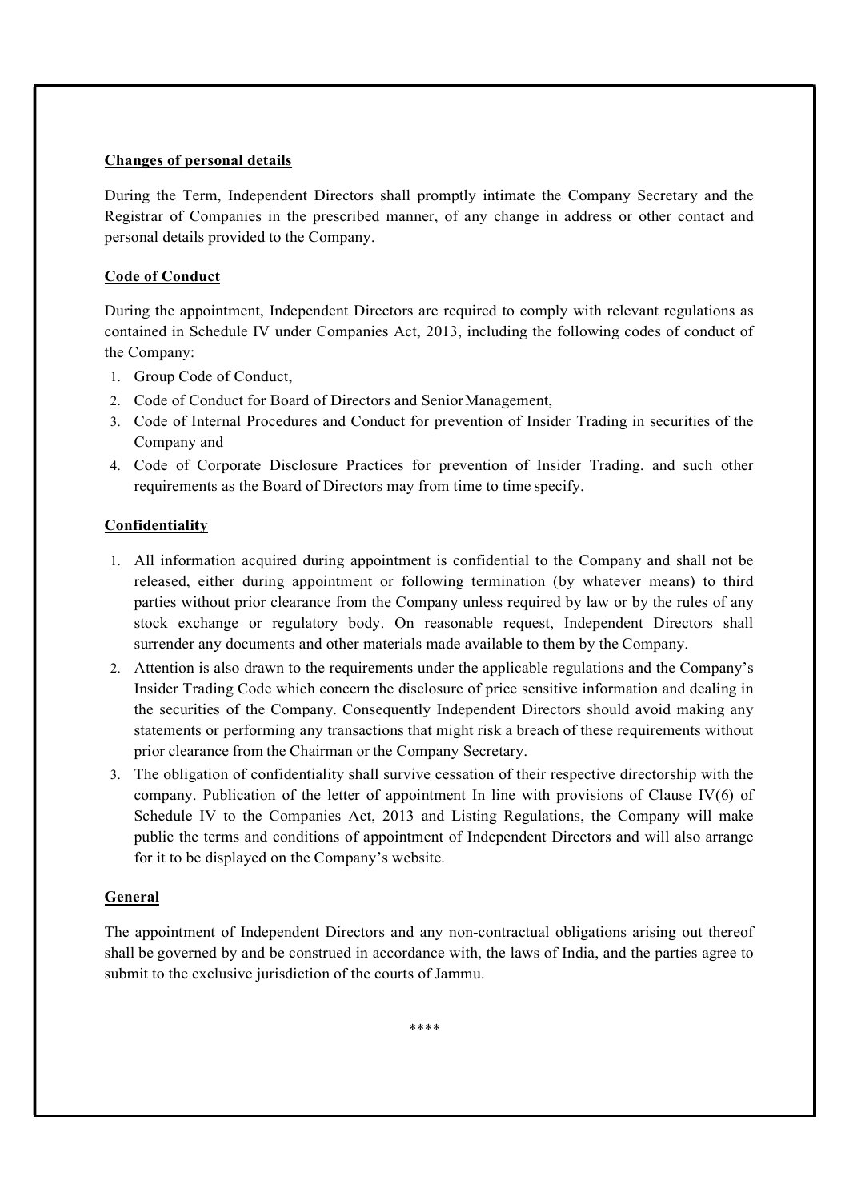**Changes of personal details**

During the Term, Independent Directors shall promptly intimate the Company Secretary and the Registrar of Companies in the prescribed manner, of any change in address or other contact and personal details provided to the Company.

**Code of Conduct**

During the appointment, Independent Directors are required to comply with relevant regulations as contained in Schedule IV under Companies Act, 2013, including the following codes of conduct of the Company:

1. Group Code of Conduct,
2. Code of Conduct for Board of Directors and Senior Management,
3. Code of Internal Procedures and Conduct for prevention of Insider Trading in securities of the Company and
4. Code of Corporate Disclosure Practices for prevention of Insider Trading. and such other requirements as the Board of Directors may from time to time specify.

**Confidentiality**

1. All information acquired during appointment is confidential to the Company and shall not be released, either during appointment or following termination (by whatever means) to third parties without prior clearance from the Company unless required by law or by the rules of any stock exchange or regulatory body. On reasonable request, Independent Directors shall surrender any documents and other materials made available to them by the Company.
2. Attention is also drawn to the requirements under the applicable regulations and the Company's Insider Trading Code which concern the disclosure of price sensitive information and dealing in the securities of the Company. Consequently Independent Directors should avoid making any statements or performing any transactions that might risk a breach of these requirements without prior clearance from the Chairman or the Company Secretary.
3. The obligation of confidentiality shall survive cessation of their respective directorship with the company. Publication of the letter of appointment In line with provisions of Clause IV(6) of Schedule IV to the Companies Act, 2013 and Listing Regulations, the Company will make public the terms and conditions of appointment of Independent Directors and will also arrange for it to be displayed on the Company's website.

**General**

The appointment of Independent Directors and any non-contractual obligations arising out thereof shall be governed by and be construed in accordance with, the laws of India, and the parties agree to submit to the exclusive jurisdiction of the courts of Jammu.

****